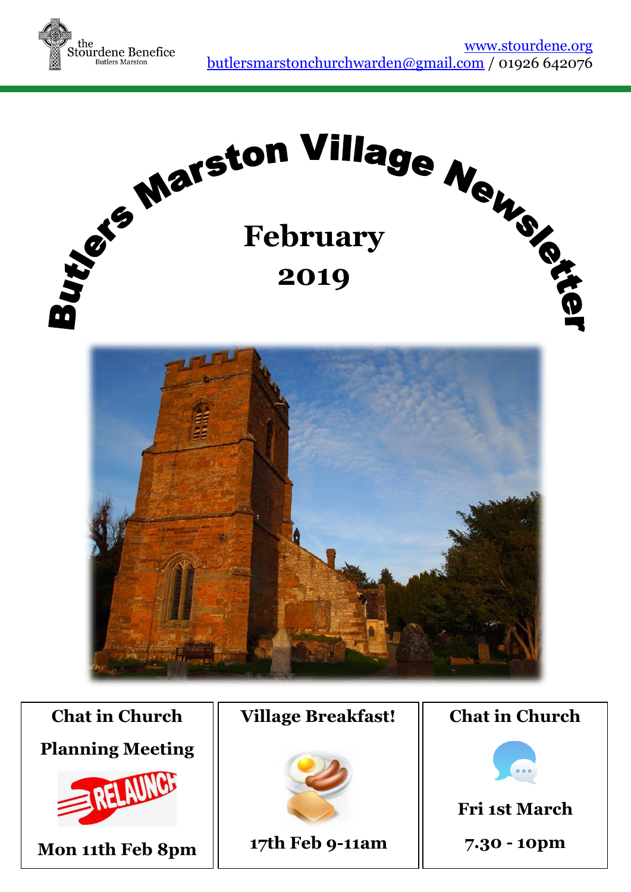the Stourdene Benefice
Butlers Marston

www.stourdene.org
butlersmarstonchurchwarden@gmail.com / 01926 642076

# Butlers Marston Village Newsletter

## February 2019

| Chat in Church Planning Meeting | Village Breakfast! | Chat in Church |
|---|---|---|
| RELAUNCH | | |
| Mon 11th Feb 8pm | 17th Feb 9-11am | Fri 1st March 7.30 - 10pm |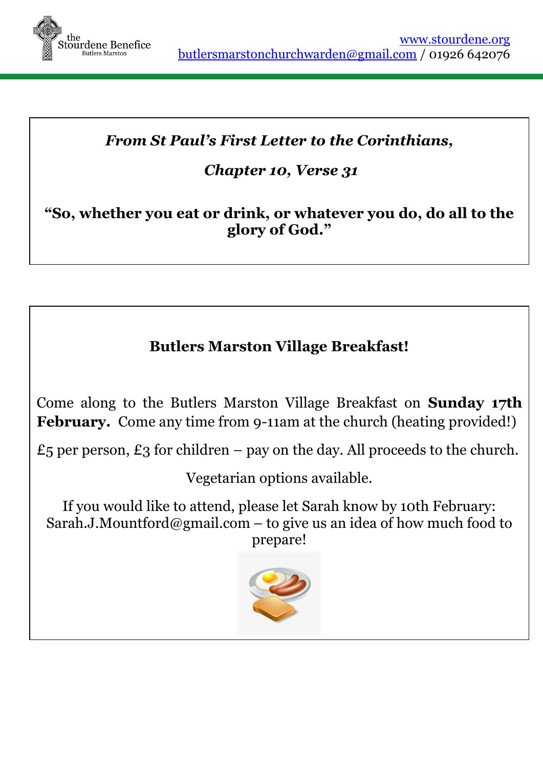*From St Paul's First Letter to the Corinthians,*

*Chapter 10, Verse 31*

**"So, whether you eat or drink, or whatever you do, do all to the glory of God."**

## Butlers Marston Village Breakfast!

Come along to the Butlers Marston Village Breakfast on **Sunday 17th February.** Come any time from 9-11am at the church (heating provided!)

£5 per person, £3 for children – pay on the day. All proceeds to the church.

Vegetarian options available.

If you would like to attend, please let Sarah know by 10th February: Sarah.J.Mountford@gmail.com – to give us an idea of how much food to prepare!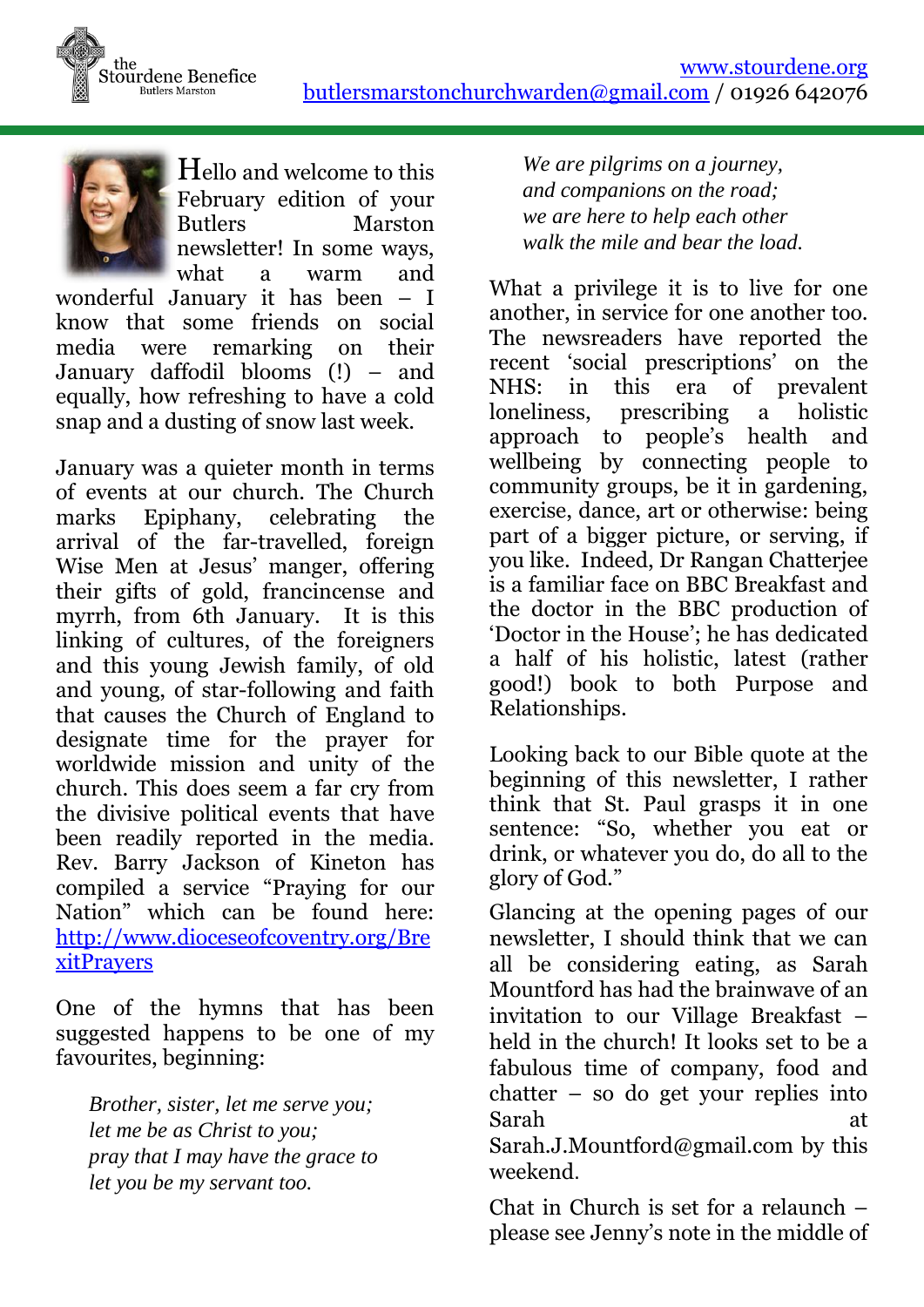the Stourdene Benefice
Butlers Marston

www.stourdene.org
butlersmarstonchurchwarden@gmail.com / 01926 642076

Hello and welcome to this February edition of your Butlers Marston newsletter! In some ways, what a warm and wonderful January it has been – I know that some friends on social media were remarking on their January daffodil blooms (!) – and equally, how refreshing to have a cold snap and a dusting of snow last week.

January was a quieter month in terms of events at our church. The Church marks Epiphany, celebrating the arrival of the far-travelled, foreign Wise Men at Jesus' manger, offering their gifts of gold, francincense and myrrh, from 6th January. It is this linking of cultures, of the foreigners and this young Jewish family, of old and young, of star-following and faith that causes the Church of England to designate time for the prayer for worldwide mission and unity of the church. This does seem a far cry from the divisive political events that have been readily reported in the media. Rev. Barry Jackson of Kineton has compiled a service "Praying for our Nation" which can be found here: http://www.dioceseofcoventry.org/BrexitPrayers

One of the hymns that has been suggested happens to be one of my favourites, beginning:

*Brother, sister, let me serve you;*
*let me be as Christ to you;*
*pray that I may have the grace to*
*let you be my servant too.*

*We are pilgrims on a journey,*
*and companions on the road;*
*we are here to help each other*
*walk the mile and bear the load.*

What a privilege it is to live for one another, in service for one another too. The newsreaders have reported the recent 'social prescriptions' on the NHS: in this era of prevalent loneliness, prescribing a holistic approach to people's health and wellbeing by connecting people to community groups, be it in gardening, exercise, dance, art or otherwise: being part of a bigger picture, or serving, if you like. Indeed, Dr Rangan Chatterjee is a familiar face on BBC Breakfast and the doctor in the BBC production of 'Doctor in the House'; he has dedicated a half of his holistic, latest (rather good!) book to both Purpose and Relationships.

Looking back to our Bible quote at the beginning of this newsletter, I rather think that St. Paul grasps it in one sentence: "So, whether you eat or drink, or whatever you do, do all to the glory of God."

Glancing at the opening pages of our newsletter, I should think that we can all be considering eating, as Sarah Mountford has had the brainwave of an invitation to our Village Breakfast – held in the church! It looks set to be a fabulous time of company, food and chatter – so do get your replies into Sarah at Sarah.J.Mountford@gmail.com by this weekend.

Chat in Church is set for a relaunch – please see Jenny's note in the middle of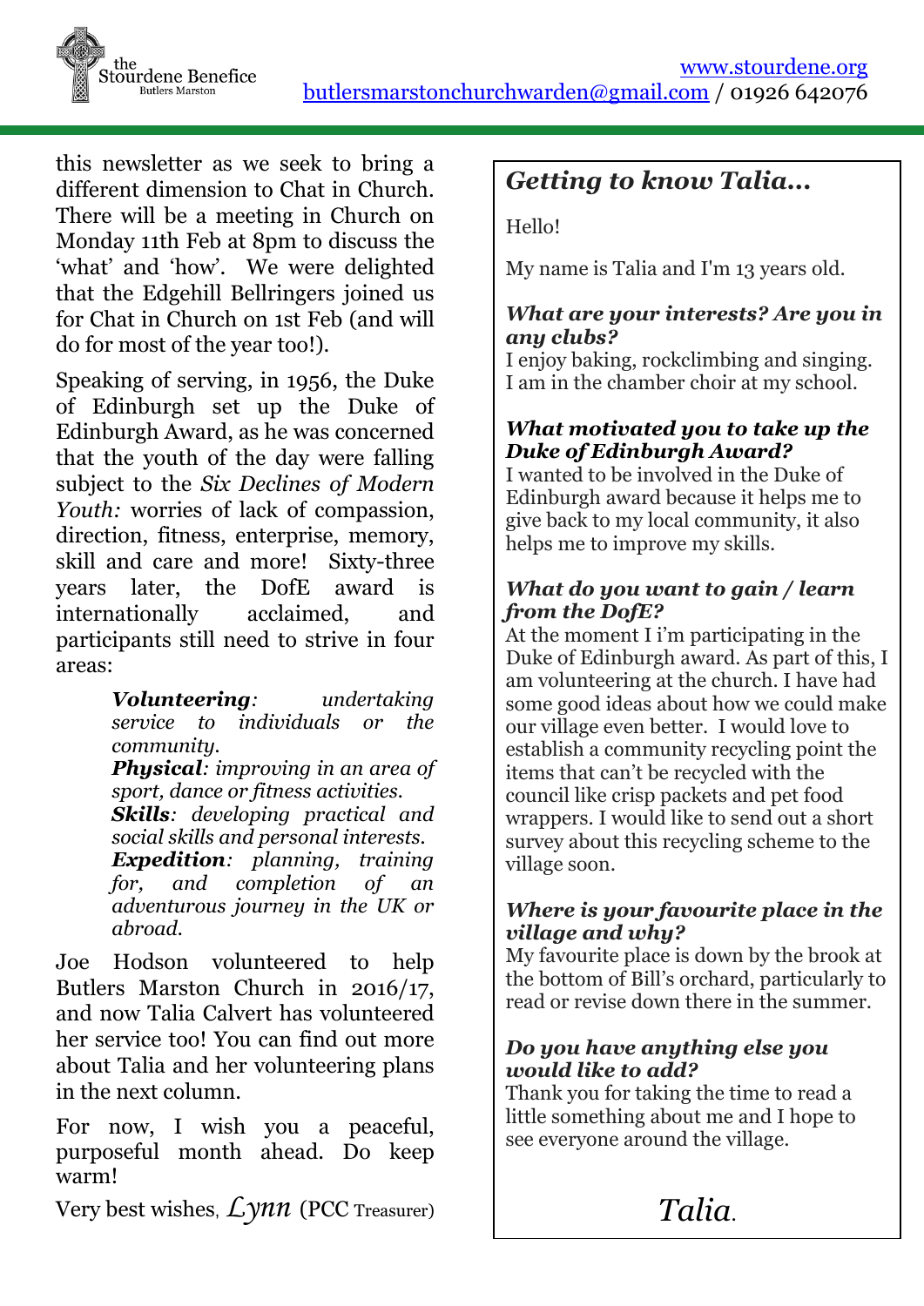this newsletter as we seek to bring a different dimension to Chat in Church. There will be a meeting in Church on Monday 11th Feb at 8pm to discuss the 'what' and 'how'. We were delighted that the Edgehill Bellringers joined us for Chat in Church on 1st Feb (and will do for most of the year too!).

Speaking of serving, in 1956, the Duke of Edinburgh set up the Duke of Edinburgh Award, as he was concerned that the youth of the day were falling subject to the *Six Declines of Modern Youth:* worries of lack of compassion, direction, fitness, enterprise, memory, skill and care and more! Sixty-three years later, the DofE award is internationally acclaimed, and participants still need to strive in four areas:

> ***Volunteering****: undertaking service to individuals or the community.*
> ***Physical****: improving in an area of sport, dance or fitness activities.*
> ***Skills****: developing practical and social skills and personal interests.*
> ***Expedition****: planning, training for, and completion of an adventurous journey in the UK or abroad.*

Joe Hodson volunteered to help Butlers Marston Church in 2016/17, and now Talia Calvert has volunteered her service too! You can find out more about Talia and her volunteering plans in the next column.

For now, I wish you a peaceful, purposeful month ahead. Do keep warm!

Very best wishes, *Lynn* (PCC Treasurer)

## *Getting to know Talia…*

Hello!

My name is Talia and I'm 13 years old.

***What are your interests? Are you in any clubs?***
I enjoy baking, rockclimbing and singing. I am in the chamber choir at my school.

***What motivated you to take up the Duke of Edinburgh Award?***
I wanted to be involved in the Duke of Edinburgh award because it helps me to give back to my local community, it also helps me to improve my skills.

***What do you want to gain / learn from the DofE?***
At the moment I i'm participating in the Duke of Edinburgh award. As part of this, I am volunteering at the church. I have had some good ideas about how we could make our village even better. I would love to establish a community recycling point the items that can't be recycled with the council like crisp packets and pet food wrappers. I would like to send out a short survey about this recycling scheme to the village soon.

***Where is your favourite place in the village and why?***
My favourite place is down by the brook at the bottom of Bill's orchard, particularly to read or revise down there in the summer.

***Do you have anything else you would like to add?***
Thank you for taking the time to read a little something about me and I hope to see everyone around the village.

*Talia.*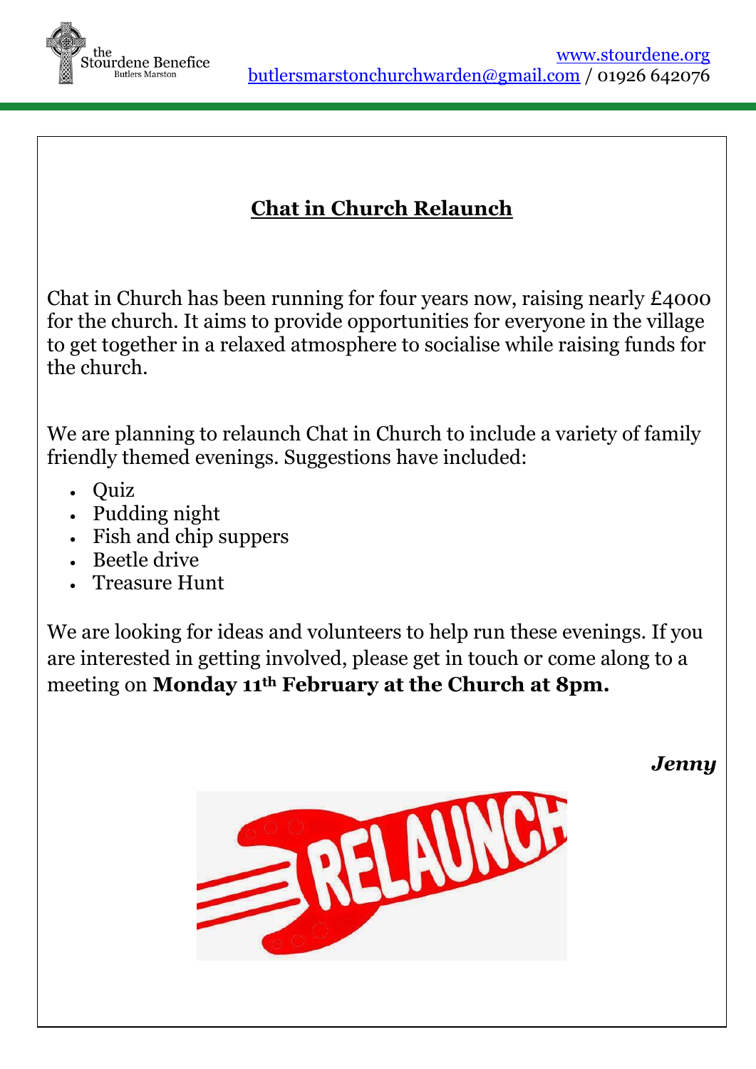## Chat in Church Relaunch

Chat in Church has been running for four years now, raising nearly £4000 for the church. It aims to provide opportunities for everyone in the village to get together in a relaxed atmosphere to socialise while raising funds for the church.

We are planning to relaunch Chat in Church to include a variety of family friendly themed evenings. Suggestions have included:

- Quiz
- Pudding night
- Fish and chip suppers
- Beetle drive
- Treasure Hunt

We are looking for ideas and volunteers to help run these evenings. If you are interested in getting involved, please get in touch or come along to a meeting on **Monday 11th February at the Church at 8pm.**

***Jenny***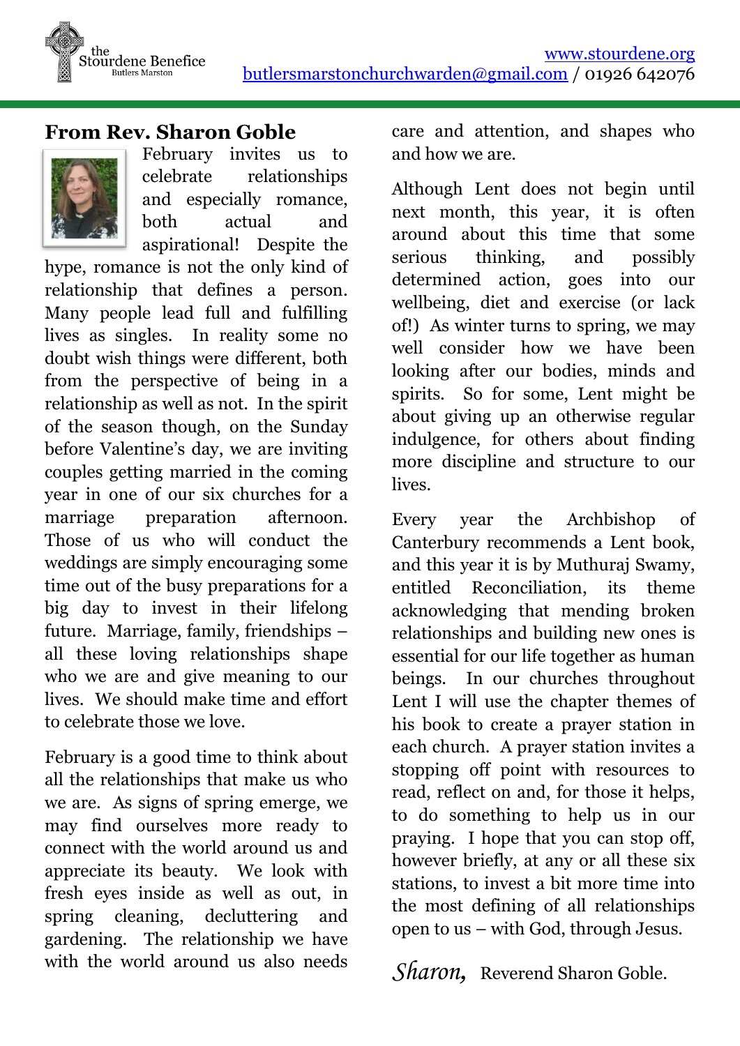## From Rev. Sharon Goble

February invites us to celebrate relationships and especially romance, both actual and aspirational! Despite the hype, romance is not the only kind of relationship that defines a person. Many people lead full and fulfilling lives as singles. In reality some no doubt wish things were different, both from the perspective of being in a relationship as well as not. In the spirit of the season though, on the Sunday before Valentine's day, we are inviting couples getting married in the coming year in one of our six churches for a marriage preparation afternoon. Those of us who will conduct the weddings are simply encouraging some time out of the busy preparations for a big day to invest in their lifelong future. Marriage, family, friendships – all these loving relationships shape who we are and give meaning to our lives. We should make time and effort to celebrate those we love.

February is a good time to think about all the relationships that make us who we are. As signs of spring emerge, we may find ourselves more ready to connect with the world around us and appreciate its beauty. We look with fresh eyes inside as well as out, in spring cleaning, decluttering and gardening. The relationship we have with the world around us also needs care and attention, and shapes who and how we are.

Although Lent does not begin until next month, this year, it is often around about this time that some serious thinking, and possibly determined action, goes into our wellbeing, diet and exercise (or lack of!) As winter turns to spring, we may well consider how we have been looking after our bodies, minds and spirits. So for some, Lent might be about giving up an otherwise regular indulgence, for others about finding more discipline and structure to our lives.

Every year the Archbishop of Canterbury recommends a Lent book, and this year it is by Muthuraj Swamy, entitled Reconciliation, its theme acknowledging that mending broken relationships and building new ones is essential for our life together as human beings. In our churches throughout Lent I will use the chapter themes of his book to create a prayer station in each church. A prayer station invites a stopping off point with resources to read, reflect on and, for those it helps, to do something to help us in our praying. I hope that you can stop off, however briefly, at any or all these six stations, to invest a bit more time into the most defining of all relationships open to us – with God, through Jesus.

*Sharon*, Reverend Sharon Goble.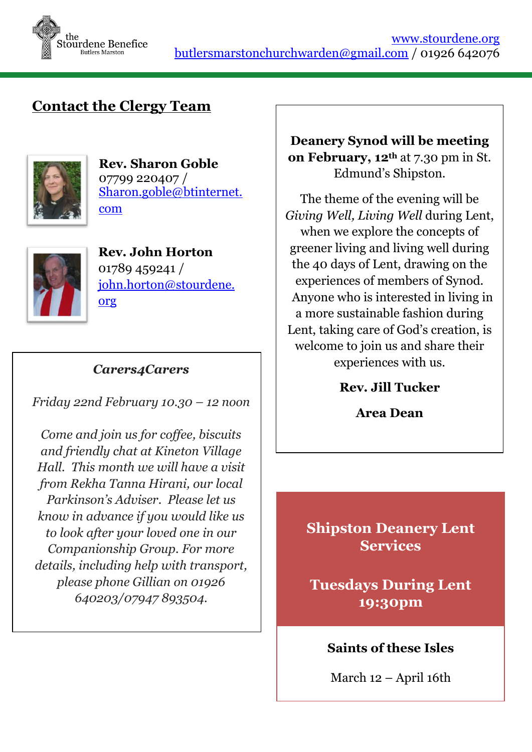## Contact the Clergy Team

**Rev. Sharon Goble**
07799 220407 /
Sharon.goble@btinternet.com

**Rev. John Horton**
01789 459241 /
john.horton@stourdene.org

### *Carers4Carers*

*Friday 22nd February 10.30 – 12 noon*

*Come and join us for coffee, biscuits and friendly chat at Kineton Village Hall. This month we will have a visit from Rekha Tanna Hirani, our local Parkinson's Adviser. Please let us know in advance if you would like us to look after your loved one in our Companionship Group. For more details, including help with transport, please phone Gillian on 01926 640203/07947 893504.*

**Deanery Synod will be meeting on February, 12th** at 7.30 pm in St. Edmund's Shipston.

The theme of the evening will be *Giving Well, Living Well* during Lent, when we explore the concepts of greener living and living well during the 40 days of Lent, drawing on the experiences of members of Synod. Anyone who is interested in living in a more sustainable fashion during Lent, taking care of God's creation, is welcome to join us and share their experiences with us.

**Rev. Jill Tucker**

**Area Dean**

### Shipston Deanery Lent Services

**Tuesdays During Lent 19:30pm**

**Saints of these Isles**

March 12 – April 16th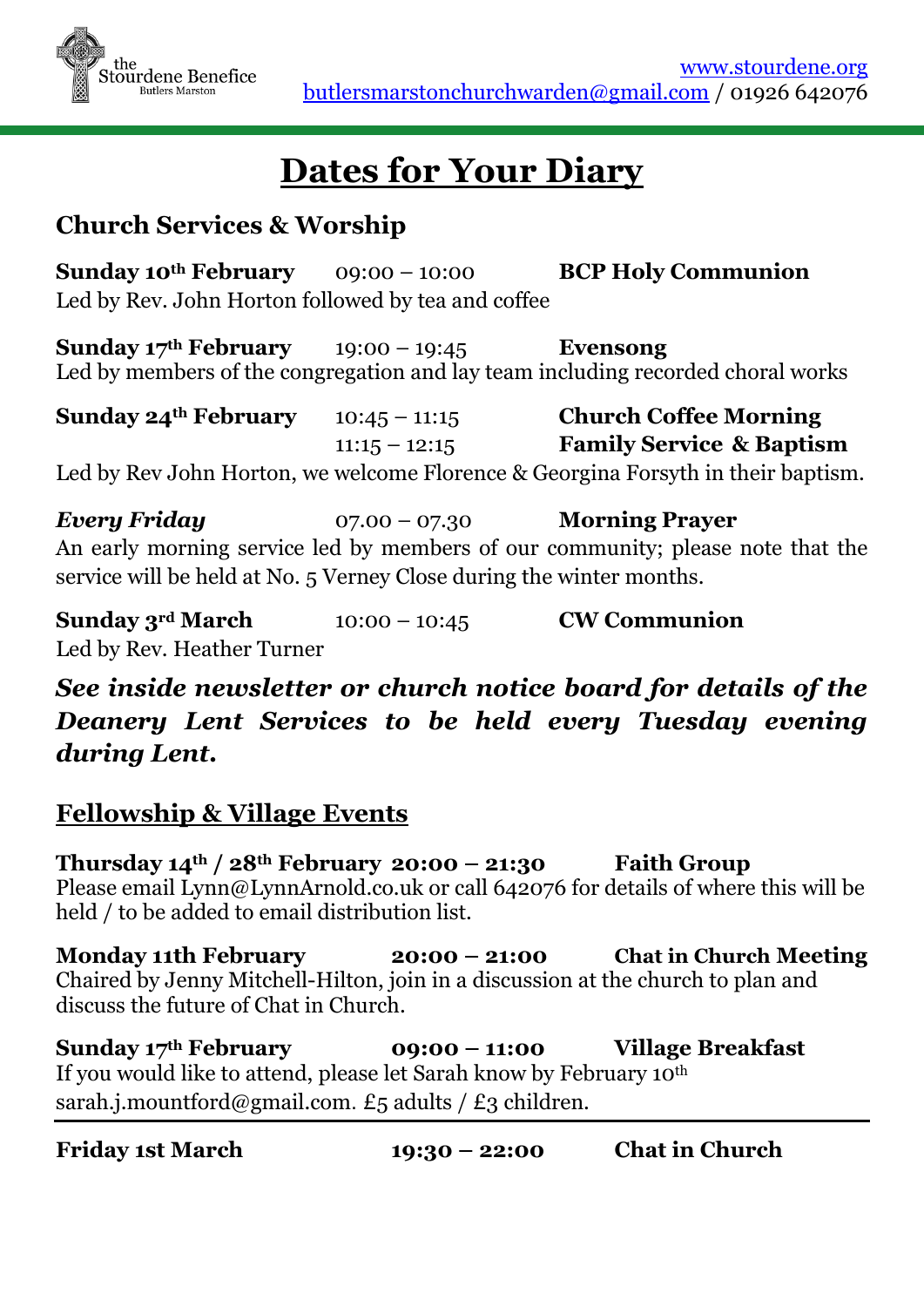the Stourdene Benefice
Butlers Marston

www.stourdene.org
butlersmarstonchurchwarden@gmail.com / 01926 642076

# Dates for Your Diary

## Church Services & Worship

**Sunday 10th February** 09:00 – 10:00 **BCP Holy Communion**
Led by Rev. John Horton followed by tea and coffee

**Sunday 17th February** 19:00 – 19:45 **Evensong**
Led by members of the congregation and lay team including recorded choral works

**Sunday 24th February** 10:45 – 11:15 **Church Coffee Morning**
11:15 – 12:15 **Family Service & Baptism**
Led by Rev John Horton, we welcome Florence & Georgina Forsyth in their baptism.

***Every Friday*** 07.00 – 07.30 **Morning Prayer**
An early morning service led by members of our community; please note that the service will be held at No. 5 Verney Close during the winter months.

**Sunday 3rd March** 10:00 – 10:45 **CW Communion**
Led by Rev. Heather Turner

***See inside newsletter or church notice board for details of the Deanery Lent Services to be held every Tuesday evening during Lent.***

## Fellowship & Village Events

**Thursday 14th / 28th February 20:00 – 21:30** **Faith Group**
Please email Lynn@LynnArnold.co.uk or call 642076 for details of where this will be held / to be added to email distribution list.

**Monday 11th February** **20:00 – 21:00** **Chat in Church Meeting**
Chaired by Jenny Mitchell-Hilton, join in a discussion at the church to plan and discuss the future of Chat in Church.

**Sunday 17th February** **09:00 – 11:00** **Village Breakfast**
If you would like to attend, please let Sarah know by February 10th
sarah.j.mountford@gmail.com. £5 adults / £3 children.

---

**Friday 1st March** **19:30 – 22:00** **Chat in Church**